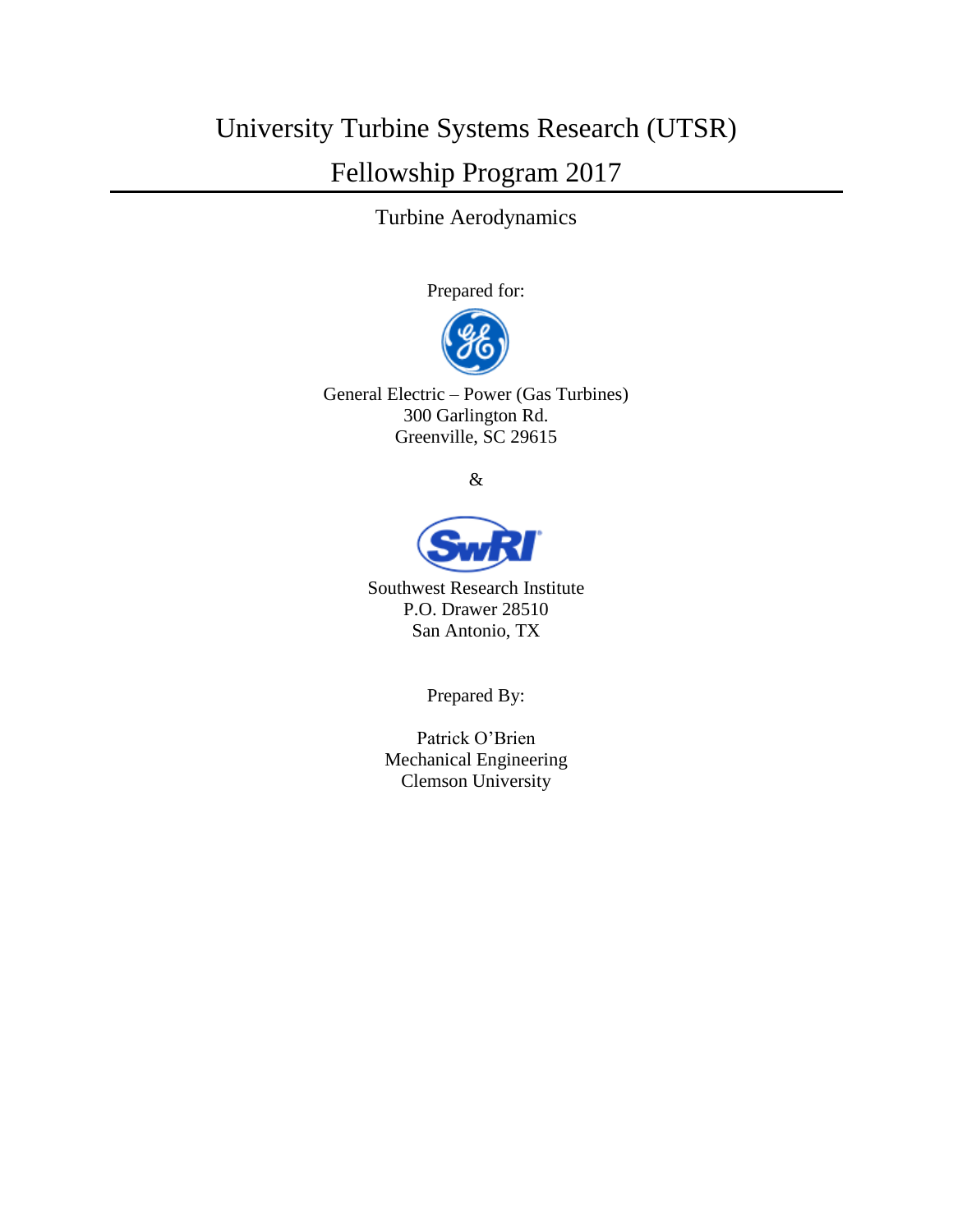# University Turbine Systems Research (UTSR)

# Fellowship Program 2017

Turbine Aerodynamics

Prepared for:

General Electric – Power (Gas Turbines)
300 Garlington Rd.
Greenville, SC 29615

&

Southwest Research Institute
P.O. Drawer 28510
San Antonio, TX

Prepared By:

Patrick O'Brien
Mechanical Engineering
Clemson University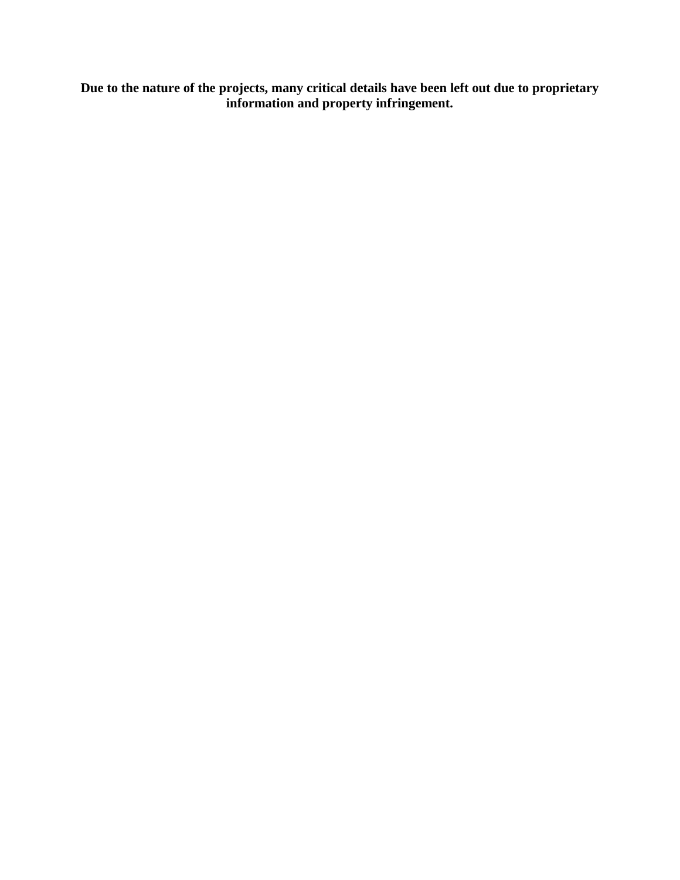**Due to the nature of the projects, many critical details have been left out due to proprietary information and property infringement.**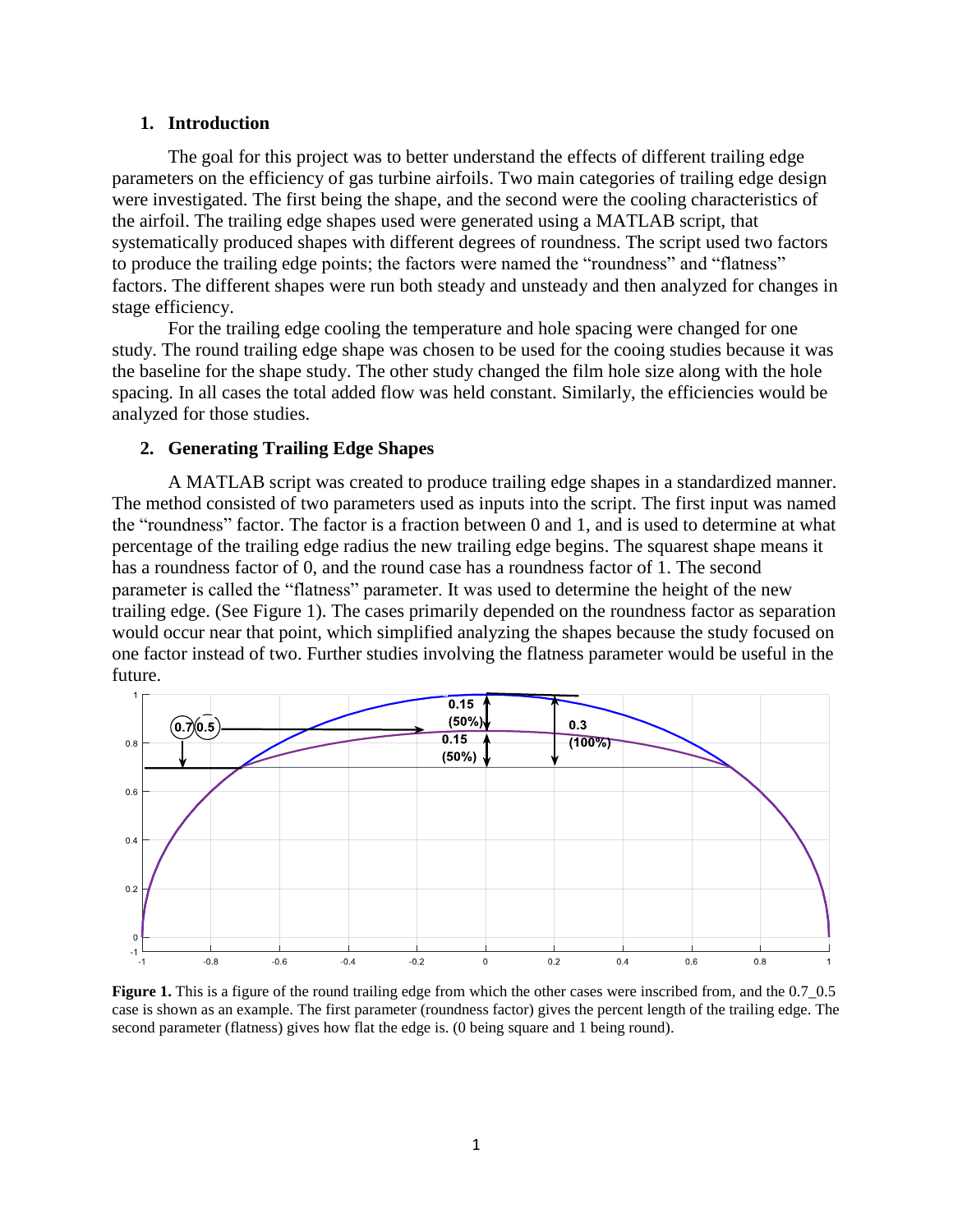## 1. Introduction

The goal for this project was to better understand the effects of different trailing edge parameters on the efficiency of gas turbine airfoils. Two main categories of trailing edge design were investigated. The first being the shape, and the second were the cooling characteristics of the airfoil. The trailing edge shapes used were generated using a MATLAB script, that systematically produced shapes with different degrees of roundness. The script used two factors to produce the trailing edge points; the factors were named the "roundness" and "flatness" factors. The different shapes were run both steady and unsteady and then analyzed for changes in stage efficiency.

For the trailing edge cooling the temperature and hole spacing were changed for one study. The round trailing edge shape was chosen to be used for the cooing studies because it was the baseline for the shape study. The other study changed the film hole size along with the hole spacing. In all cases the total added flow was held constant. Similarly, the efficiencies would be analyzed for those studies.

## 2. Generating Trailing Edge Shapes

A MATLAB script was created to produce trailing edge shapes in a standardized manner. The method consisted of two parameters used as inputs into the script. The first input was named the "roundness" factor. The factor is a fraction between 0 and 1, and is used to determine at what percentage of the trailing edge radius the new trailing edge begins. The squarest shape means it has a roundness factor of 0, and the round case has a roundness factor of 1. The second parameter is called the "flatness" parameter. It was used to determine the height of the new trailing edge. (See Figure 1). The cases primarily depended on the roundness factor as separation would occur near that point, which simplified analyzing the shapes because the study focused on one factor instead of two. Further studies involving the flatness parameter would be useful in the future.

**Figure 1.** This is a figure of the round trailing edge from which the other cases were inscribed from, and the 0.7_0.5 case is shown as an example. The first parameter (roundness factor) gives the percent length of the trailing edge. The second parameter (flatness) gives how flat the edge is. (0 being square and 1 being round).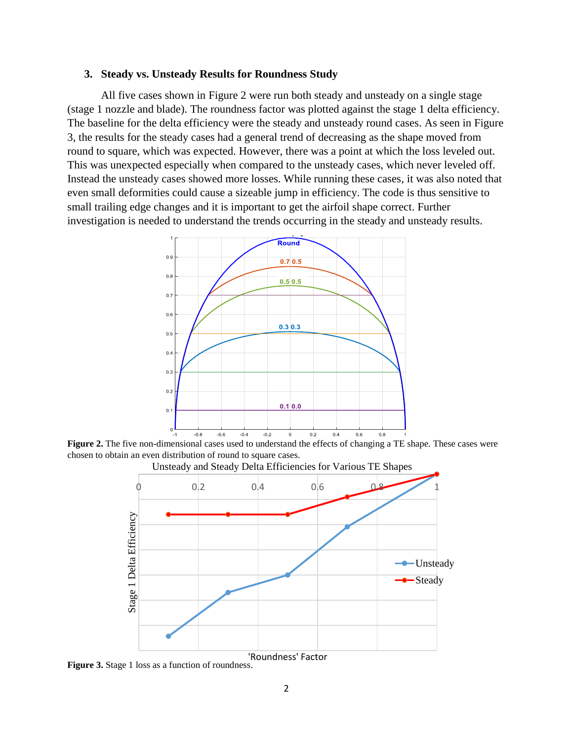### 3. Steady vs. Unsteady Results for Roundness Study

All five cases shown in Figure 2 were run both steady and unsteady on a single stage (stage 1 nozzle and blade). The roundness factor was plotted against the stage 1 delta efficiency. The baseline for the delta efficiency were the steady and unsteady round cases. As seen in Figure 3, the results for the steady cases had a general trend of decreasing as the shape moved from round to square, which was expected. However, there was a point at which the loss leveled out. This was unexpected especially when compared to the unsteady cases, which never leveled off. Instead the unsteady cases showed more losses. While running these cases, it was also noted that even small deformities could cause a sizeable jump in efficiency. The code is thus sensitive to small trailing edge changes and it is important to get the airfoil shape correct. Further investigation is needed to understand the trends occurring in the steady and unsteady results.

**Figure 2.** The five non-dimensional cases used to understand the effects of changing a TE shape. These cases were chosen to obtain an even distribution of round to square cases.

**Figure 3.** Stage 1 loss as a function of roundness.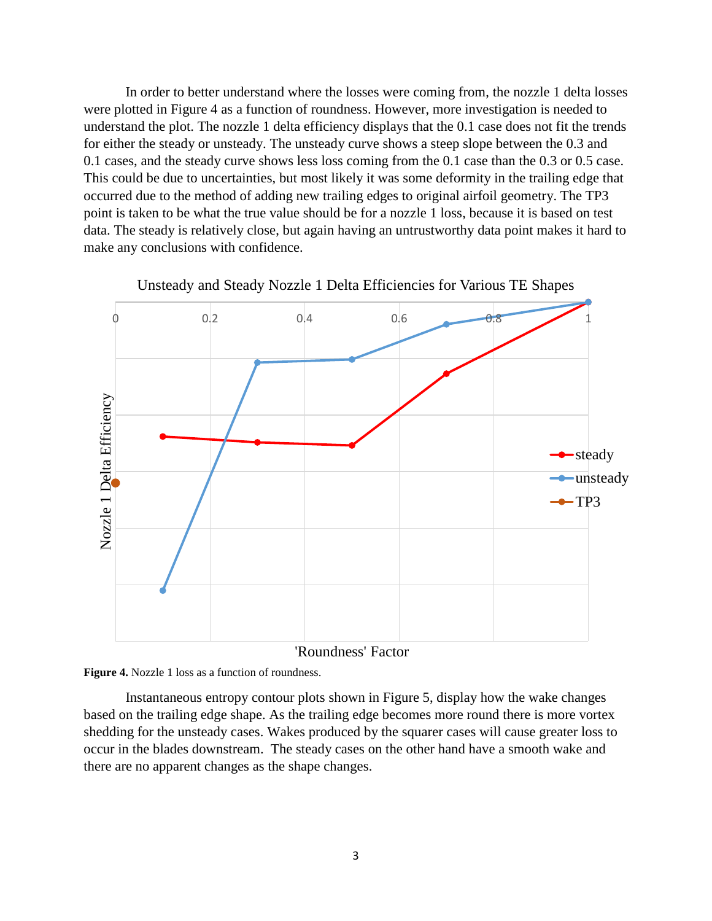In order to better understand where the losses were coming from, the nozzle 1 delta losses were plotted in Figure 4 as a function of roundness. However, more investigation is needed to understand the plot. The nozzle 1 delta efficiency displays that the 0.1 case does not fit the trends for either the steady or unsteady. The unsteady curve shows a steep slope between the 0.3 and 0.1 cases, and the steady curve shows less loss coming from the 0.1 case than the 0.3 or 0.5 case. This could be due to uncertainties, but most likely it was some deformity in the trailing edge that occurred due to the method of adding new trailing edges to original airfoil geometry. The TP3 point is taken to be what the true value should be for a nozzle 1 loss, because it is based on test data. The steady is relatively close, but again having an untrustworthy data point makes it hard to make any conclusions with confidence.

**Figure 4.** Nozzle 1 loss as a function of roundness.

Instantaneous entropy contour plots shown in Figure 5, display how the wake changes based on the trailing edge shape. As the trailing edge becomes more round there is more vortex shedding for the unsteady cases. Wakes produced by the squarer cases will cause greater loss to occur in the blades downstream. The steady cases on the other hand have a smooth wake and there are no apparent changes as the shape changes.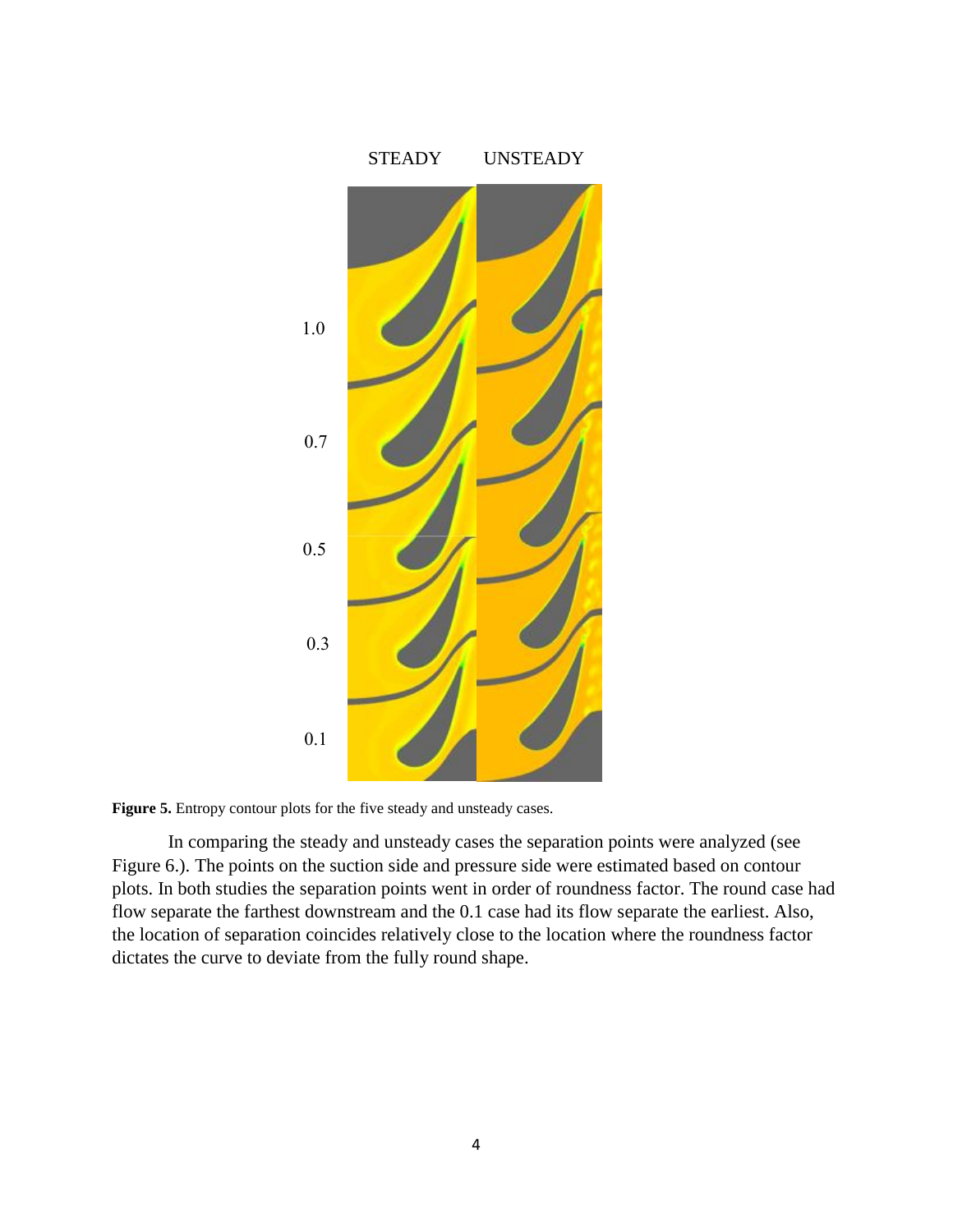**Figure 5.** Entropy contour plots for the five steady and unsteady cases.

In comparing the steady and unsteady cases the separation points were analyzed (see Figure 6.). The points on the suction side and pressure side were estimated based on contour plots. In both studies the separation points went in order of roundness factor. The round case had flow separate the farthest downstream and the 0.1 case had its flow separate the earliest. Also, the location of separation coincides relatively close to the location where the roundness factor dictates the curve to deviate from the fully round shape.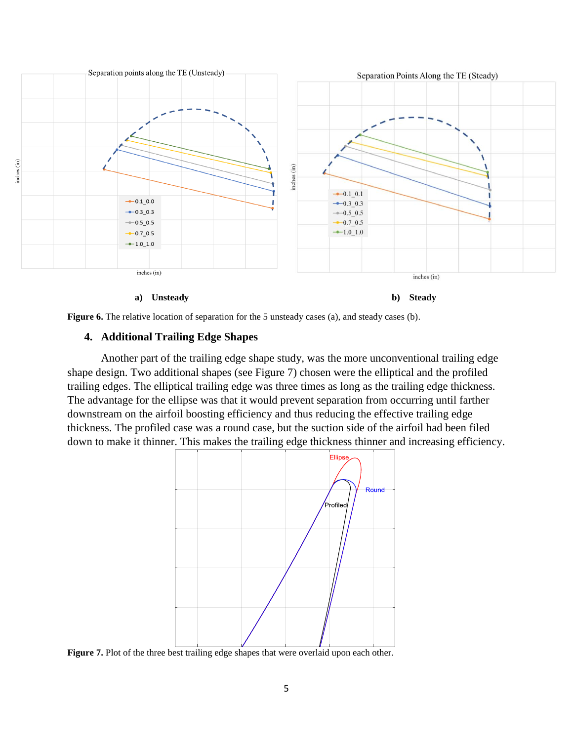a) **Unsteady**

b) **Steady**

**Figure 6.** The relative location of separation for the 5 unsteady cases (a), and steady cases (b).

## 4. Additional Trailing Edge Shapes

Another part of the trailing edge shape study, was the more unconventional trailing edge shape design. Two additional shapes (see Figure 7) chosen were the elliptical and the profiled trailing edges. The elliptical trailing edge was three times as long as the trailing edge thickness. The advantage for the ellipse was that it would prevent separation from occurring until farther downstream on the airfoil boosting efficiency and thus reducing the effective trailing edge thickness. The profiled case was a round case, but the suction side of the airfoil had been filed down to make it thinner. This makes the trailing edge thickness thinner and increasing efficiency.

**Figure 7.** Plot of the three best trailing edge shapes that were overlaid upon each other.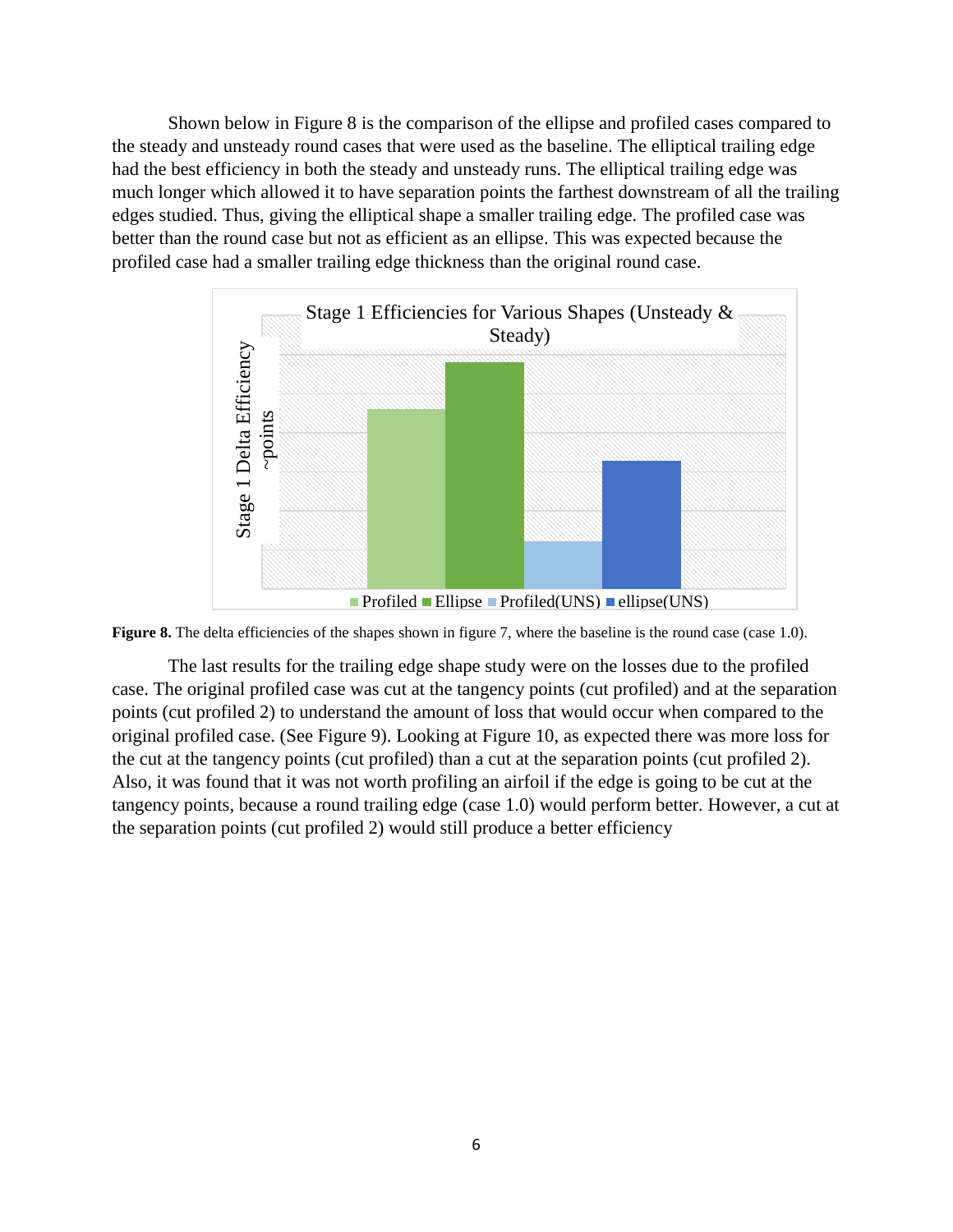Shown below in Figure 8 is the comparison of the ellipse and profiled cases compared to the steady and unsteady round cases that were used as the baseline. The elliptical trailing edge had the best efficiency in both the steady and unsteady runs. The elliptical trailing edge was much longer which allowed it to have separation points the farthest downstream of all the trailing edges studied. Thus, giving the elliptical shape a smaller trailing edge. The profiled case was better than the round case but not as efficient as an ellipse. This was expected because the profiled case had a smaller trailing edge thickness than the original round case.

Stage 1 Efficiencies for Various Shapes (Unsteady & Steady)

Stage 1 Delta Efficiency ~points

Profiled, Ellipse, Profiled(UNS), ellipse(UNS)

**Figure 8.** The delta efficiencies of the shapes shown in figure 7, where the baseline is the round case (case 1.0).

The last results for the trailing edge shape study were on the losses due to the profiled case. The original profiled case was cut at the tangency points (cut profiled) and at the separation points (cut profiled 2) to understand the amount of loss that would occur when compared to the original profiled case. (See Figure 9). Looking at Figure 10, as expected there was more loss for the cut at the tangency points (cut profiled) than a cut at the separation points (cut profiled 2). Also, it was found that it was not worth profiling an airfoil if the edge is going to be cut at the tangency points, because a round trailing edge (case 1.0) would perform better. However, a cut at the separation points (cut profiled 2) would still produce a better efficiency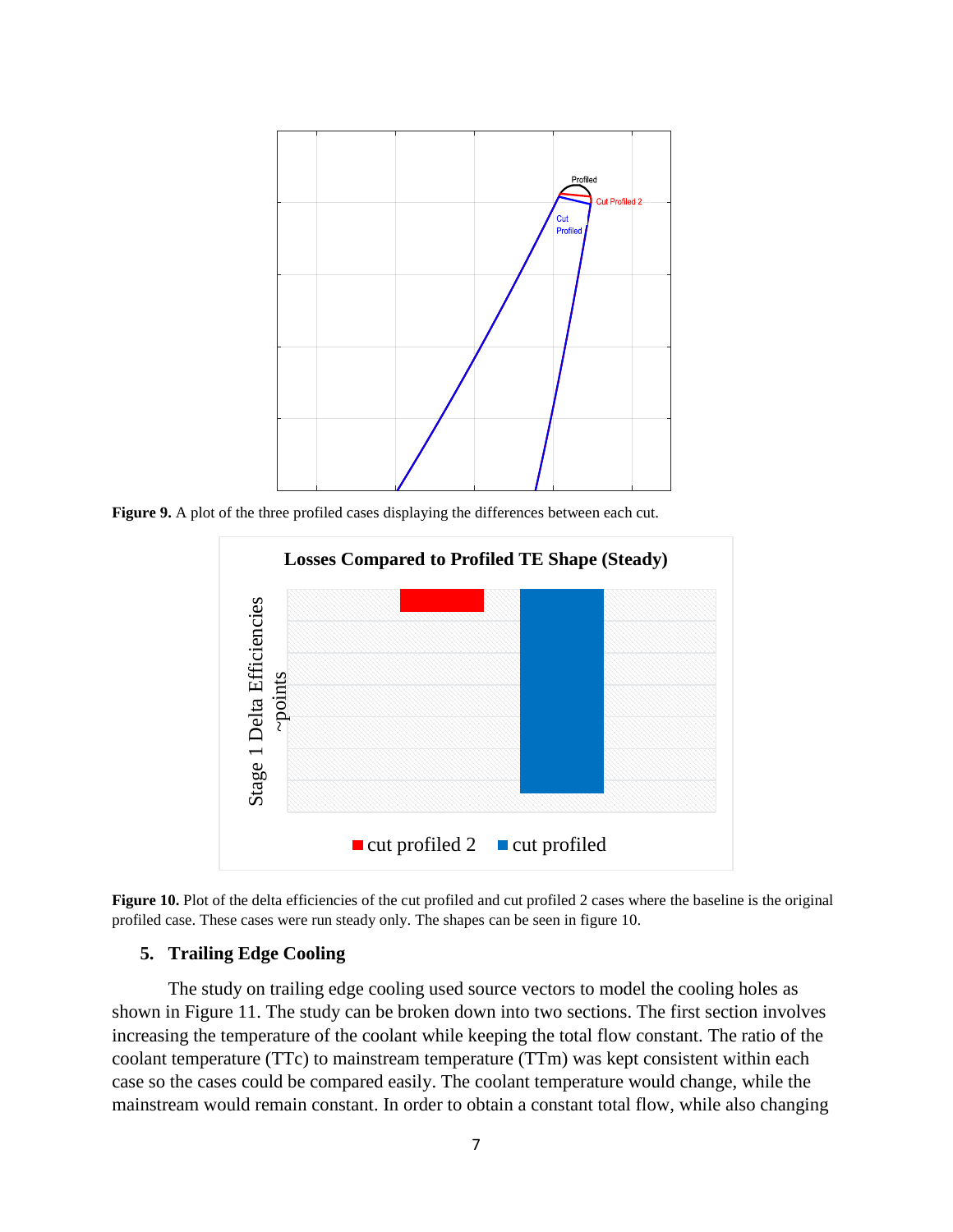**Figure 9.** A plot of the three profiled cases displaying the differences between each cut.

**Figure 10.** Plot of the delta efficiencies of the cut profiled and cut profiled 2 cases where the baseline is the original profiled case. These cases were run steady only. The shapes can be seen in figure 10.

## 5. Trailing Edge Cooling

The study on trailing edge cooling used source vectors to model the cooling holes as shown in Figure 11. The study can be broken down into two sections. The first section involves increasing the temperature of the coolant while keeping the total flow constant. The ratio of the coolant temperature (TTc) to mainstream temperature (TTm) was kept consistent within each case so the cases could be compared easily. The coolant temperature would change, while the mainstream would remain constant. In order to obtain a constant total flow, while also changing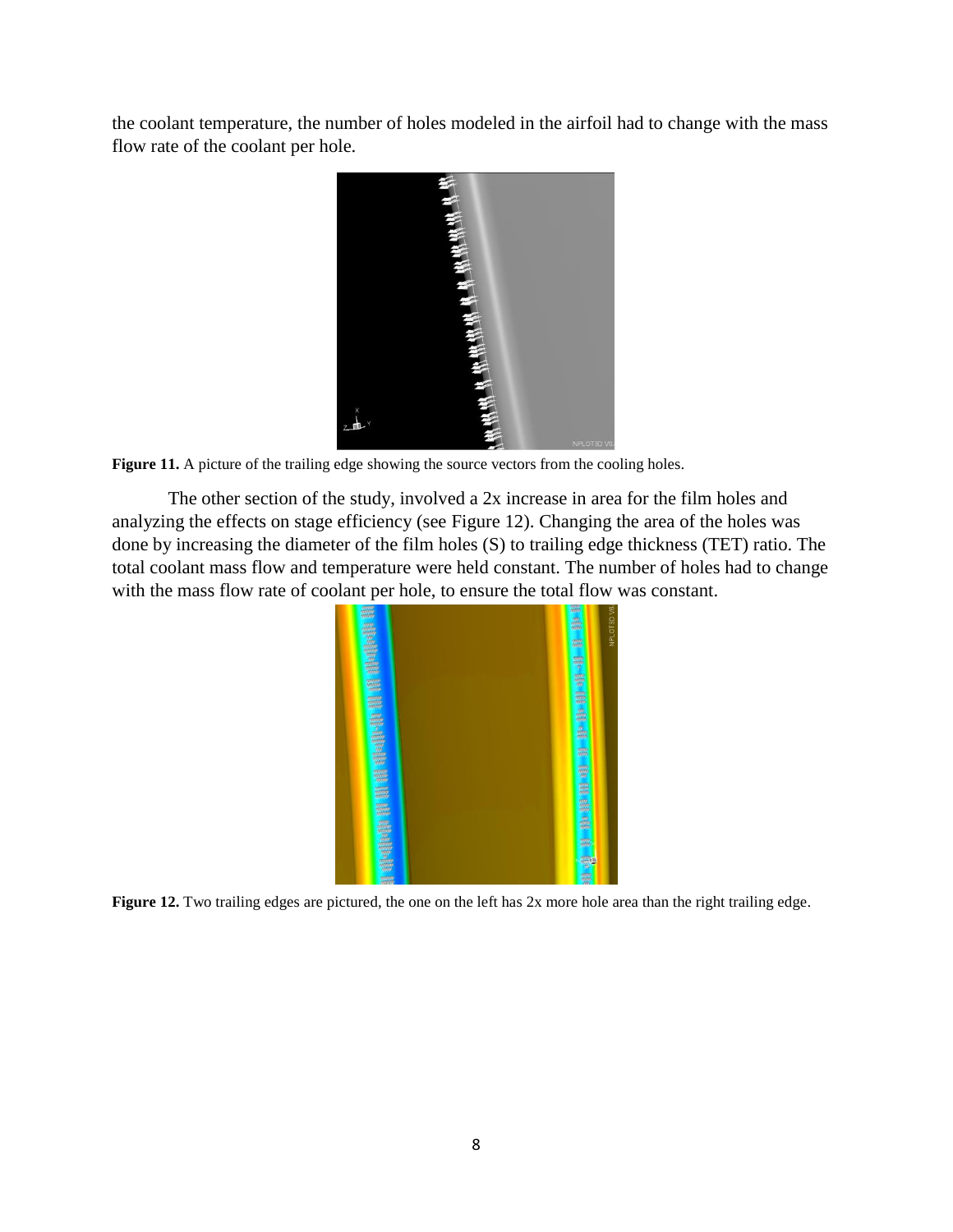the coolant temperature, the number of holes modeled in the airfoil had to change with the mass flow rate of the coolant per hole.

**Figure 11.** A picture of the trailing edge showing the source vectors from the cooling holes.

The other section of the study, involved a 2x increase in area for the film holes and analyzing the effects on stage efficiency (see Figure 12). Changing the area of the holes was done by increasing the diameter of the film holes (S) to trailing edge thickness (TET) ratio. The total coolant mass flow and temperature were held constant. The number of holes had to change with the mass flow rate of coolant per hole, to ensure the total flow was constant.

**Figure 12.** Two trailing edges are pictured, the one on the left has 2x more hole area than the right trailing edge.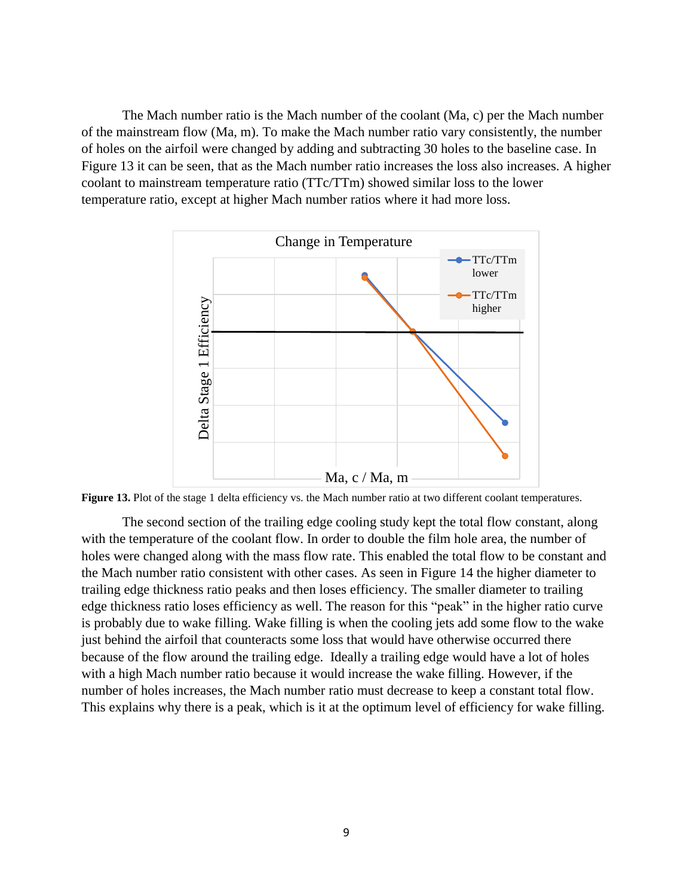The Mach number ratio is the Mach number of the coolant (Ma, c) per the Mach number of the mainstream flow (Ma, m). To make the Mach number ratio vary consistently, the number of holes on the airfoil were changed by adding and subtracting 30 holes to the baseline case. In Figure 13 it can be seen, that as the Mach number ratio increases the loss also increases. A higher coolant to mainstream temperature ratio (TTc/TTm) showed similar loss to the lower temperature ratio, except at higher Mach number ratios where it had more loss.

**Figure 13.** Plot of the stage 1 delta efficiency vs. the Mach number ratio at two different coolant temperatures.

The second section of the trailing edge cooling study kept the total flow constant, along with the temperature of the coolant flow. In order to double the film hole area, the number of holes were changed along with the mass flow rate. This enabled the total flow to be constant and the Mach number ratio consistent with other cases. As seen in Figure 14 the higher diameter to trailing edge thickness ratio peaks and then loses efficiency. The smaller diameter to trailing edge thickness ratio loses efficiency as well. The reason for this "peak" in the higher ratio curve is probably due to wake filling. Wake filling is when the cooling jets add some flow to the wake just behind the airfoil that counteracts some loss that would have otherwise occurred there because of the flow around the trailing edge. Ideally a trailing edge would have a lot of holes with a high Mach number ratio because it would increase the wake filling. However, if the number of holes increases, the Mach number ratio must decrease to keep a constant total flow. This explains why there is a peak, which is it at the optimum level of efficiency for wake filling.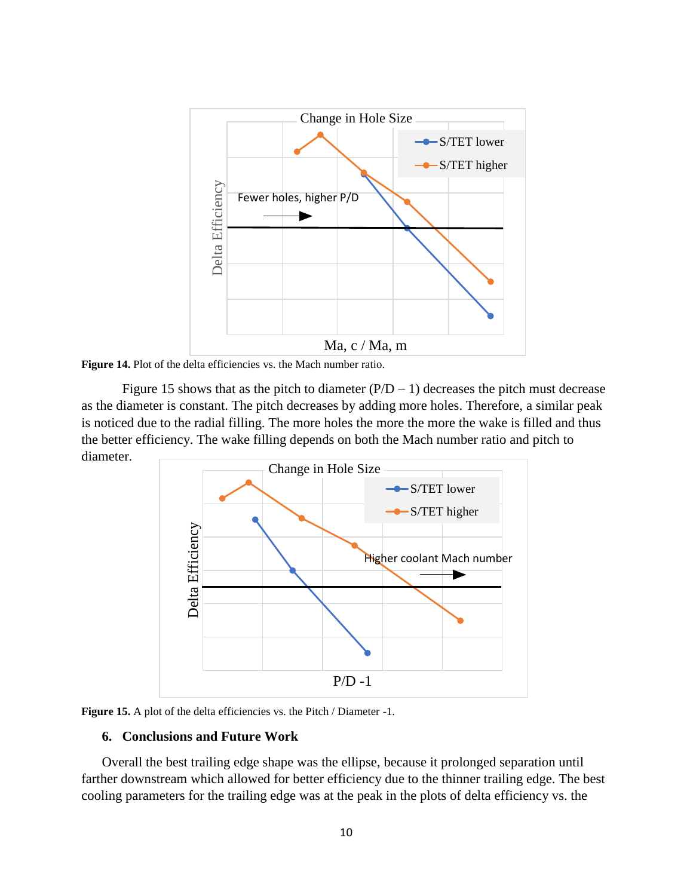**Figure 14.** Plot of the delta efficiencies vs. the Mach number ratio.

Figure 15 shows that as the pitch to diameter (P/D – 1) decreases the pitch must decrease as the diameter is constant. The pitch decreases by adding more holes. Therefore, a similar peak is noticed due to the radial filling. The more holes the more the more the wake is filled and thus the better efficiency. The wake filling depends on both the Mach number ratio and pitch to diameter.

**Figure 15.** A plot of the delta efficiencies vs. the Pitch / Diameter -1.

## 6. Conclusions and Future Work

Overall the best trailing edge shape was the ellipse, because it prolonged separation until farther downstream which allowed for better efficiency due to the thinner trailing edge. The best cooling parameters for the trailing edge was at the peak in the plots of delta efficiency vs. the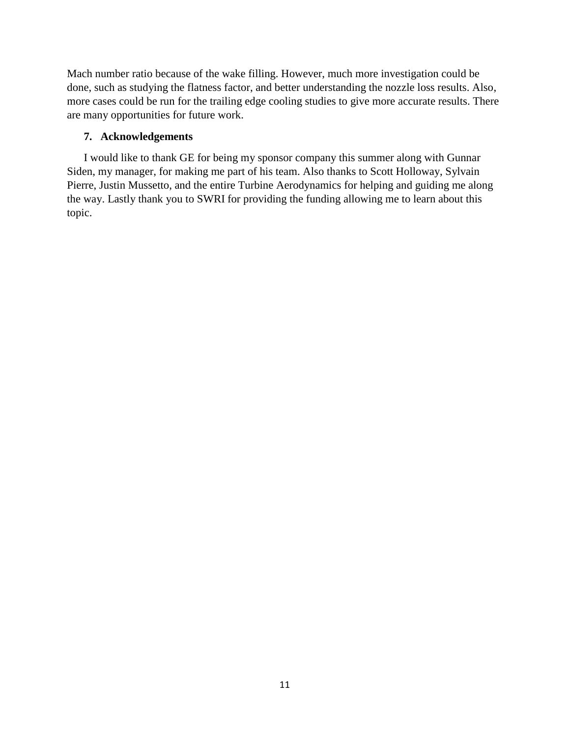Mach number ratio because of the wake filling. However, much more investigation could be done, such as studying the flatness factor, and better understanding the nozzle loss results. Also, more cases could be run for the trailing edge cooling studies to give more accurate results. There are many opportunities for future work.

## 7. Acknowledgements

I would like to thank GE for being my sponsor company this summer along with Gunnar Siden, my manager, for making me part of his team. Also thanks to Scott Holloway, Sylvain Pierre, Justin Mussetto, and the entire Turbine Aerodynamics for helping and guiding me along the way. Lastly thank you to SWRI for providing the funding allowing me to learn about this topic.